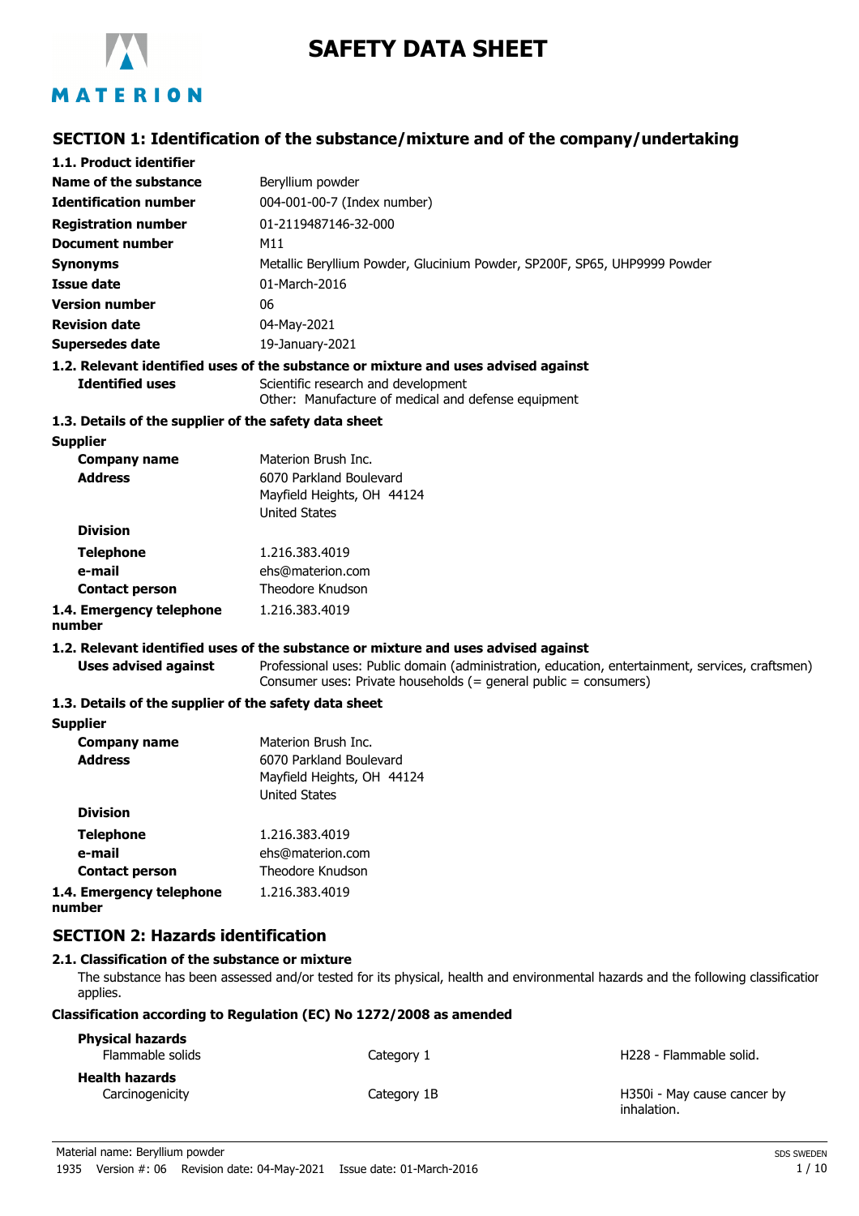# SAFETY DATA SHEET

## SECTION 1: Identification of the substance/mixture and of the company/undertaking

### 1.1. Product identifier

| | |
|---|---|
| **Name of the substance** | Beryllium powder |
| **Identification number** | 004-001-00-7 (Index number) |
| **Registration number** | 01-2119487146-32-000 |
| **Document number** | M11 |
| **Synonyms** | Metallic Beryllium Powder, Glucinium Powder, SP200F, SP65, UHP9999 Powder |
| **Issue date** | 01-March-2016 |
| **Version number** | 06 |
| **Revision date** | 04-May-2021 |
| **Supersedes date** | 19-January-2021 |

### 1.2. Relevant identified uses of the substance or mixture and uses advised against

**Identified uses**
Scientific research and development
Other: Manufacture of medical and defense equipment

### 1.3. Details of the supplier of the safety data sheet

**Supplier**

| | |
|---|---|
| **Company name** | Materion Brush Inc. |
| **Address** | 6070 Parkland Boulevard<br>Mayfield Heights, OH 44124<br>United States |
| **Division** | |
| **Telephone** | 1.216.383.4019 |
| **e-mail** | ehs@materion.com |
| **Contact person** | Theodore Knudson |

### 1.4. Emergency telephone number

1.216.383.4019

### 1.2. Relevant identified uses of the substance or mixture and uses advised against

**Uses advised against**
Professional uses: Public domain (administration, education, entertainment, services, craftsmen)
Consumer uses: Private households (= general public = consumers)

### 1.3. Details of the supplier of the safety data sheet

**Supplier**

| | |
|---|---|
| **Company name** | Materion Brush Inc. |
| **Address** | 6070 Parkland Boulevard<br>Mayfield Heights, OH 44124<br>United States |
| **Division** | |
| **Telephone** | 1.216.383.4019 |
| **e-mail** | ehs@materion.com |
| **Contact person** | Theodore Knudson |

### 1.4. Emergency telephone number

1.216.383.4019

## SECTION 2: Hazards identification

### 2.1. Classification of the substance or mixture

The substance has been assessed and/or tested for its physical, health and environmental hazards and the following classification applies.

**Classification according to Regulation (EC) No 1272/2008 as amended**

| | | |
|---|---|---|
| **Physical hazards** | | |
| Flammable solids | Category 1 | H228 - Flammable solid. |
| **Health hazards** | | |
| Carcinogenicity | Category 1B | H350i - May cause cancer by inhalation. |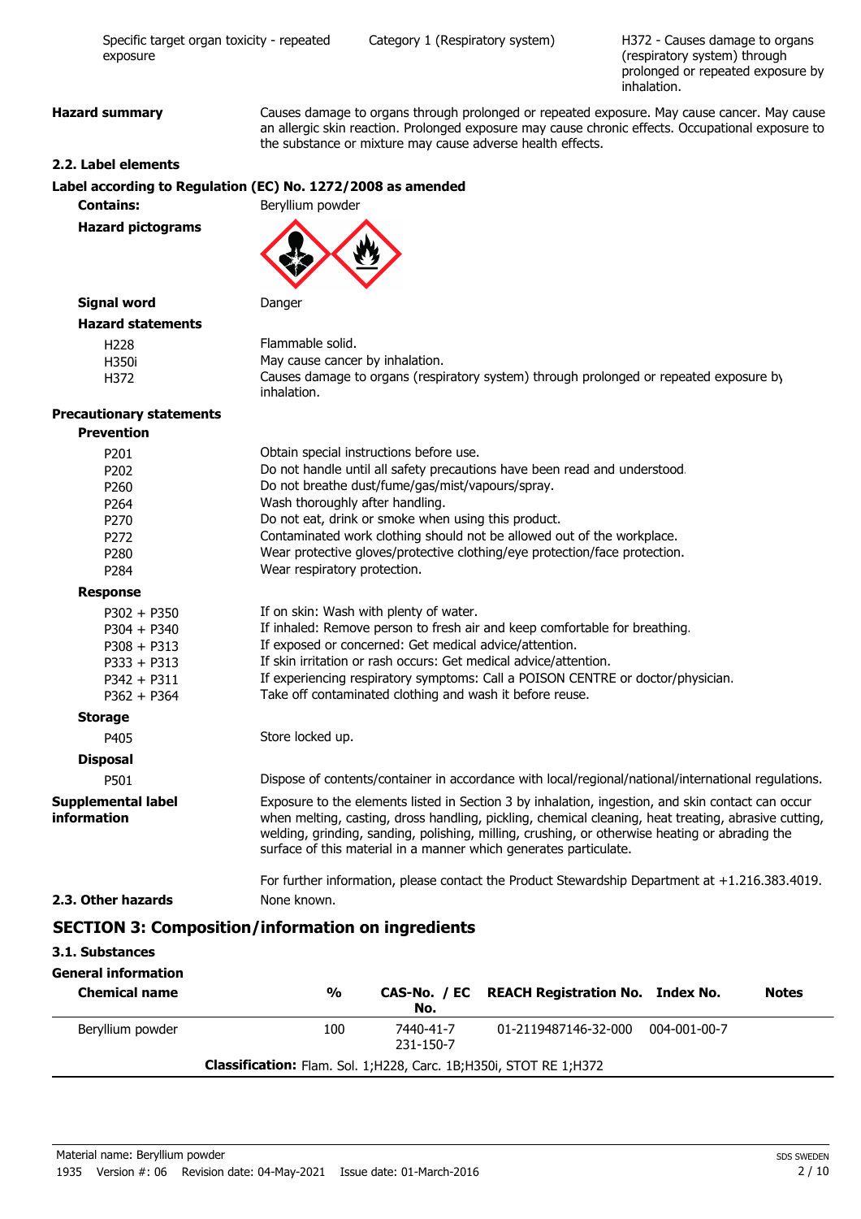| Specific target organ toxicity - repeated exposure | Category 1 (Respiratory system) | H372 - Causes damage to organs (respiratory system) through prolonged or repeated exposure by inhalation. |
|---|---|---|

**Hazard summary** Causes damage to organs through prolonged or repeated exposure. May cause cancer. May cause an allergic skin reaction. Prolonged exposure may cause chronic effects. Occupational exposure to the substance or mixture may cause adverse health effects.

### 2.2. Label elements

**Label according to Regulation (EC) No. 1272/2008 as amended**

**Contains:** Beryllium powder

**Hazard pictograms**

**Signal word** Danger

**Hazard statements**

| | |
|---|---|
| H228 | Flammable solid. |
| H350i | May cause cancer by inhalation. |
| H372 | Causes damage to organs (respiratory system) through prolonged or repeated exposure by inhalation. |

**Precautionary statements**

**Prevention**

| | |
|---|---|
| P201 | Obtain special instructions before use. |
| P202 | Do not handle until all safety precautions have been read and understood. |
| P260 | Do not breathe dust/fume/gas/mist/vapours/spray. |
| P264 | Wash thoroughly after handling. |
| P270 | Do not eat, drink or smoke when using this product. |
| P272 | Contaminated work clothing should not be allowed out of the workplace. |
| P280 | Wear protective gloves/protective clothing/eye protection/face protection. |
| P284 | Wear respiratory protection. |

**Response**

| | |
|---|---|
| P302 + P350 | If on skin: Wash with plenty of water. |
| P304 + P340 | If inhaled: Remove person to fresh air and keep comfortable for breathing. |
| P308 + P313 | If exposed or concerned: Get medical advice/attention. |
| P333 + P313 | If skin irritation or rash occurs: Get medical advice/attention. |
| P342 + P311 | If experiencing respiratory symptoms: Call a POISON CENTRE or doctor/physician. |
| P362 + P364 | Take off contaminated clothing and wash it before reuse. |

**Storage**

| | |
|---|---|
| P405 | Store locked up. |

**Disposal**

| | |
|---|---|
| P501 | Dispose of contents/container in accordance with local/regional/national/international regulations. |

**Supplemental label information** Exposure to the elements listed in Section 3 by inhalation, ingestion, and skin contact can occur when melting, casting, dross handling, pickling, chemical cleaning, heat treating, abrasive cutting, welding, grinding, sanding, polishing, milling, crushing, or otherwise heating or abrading the surface of this material in a manner which generates particulate.

For further information, please contact the Product Stewardship Department at +1.216.383.4019.

### 2.3. Other hazards

None known.

## SECTION 3: Composition/information on ingredients

### 3.1. Substances

**General information**

| Chemical name | % | CAS-No. / EC No. | REACH Registration No. | Index No. | Notes |
|---|---|---|---|---|---|
| Beryllium powder | 100 | 7440-41-7 231-150-7 | 01-2119487146-32-000 | 004-001-00-7 | |
| **Classification:** Flam. Sol. 1;H228, Carc. 1B;H350i, STOT RE 1;H372 | | | | | |

Material name: Beryllium powder

1935 Version #: 06 Revision date: 04-May-2021 Issue date: 01-March-2016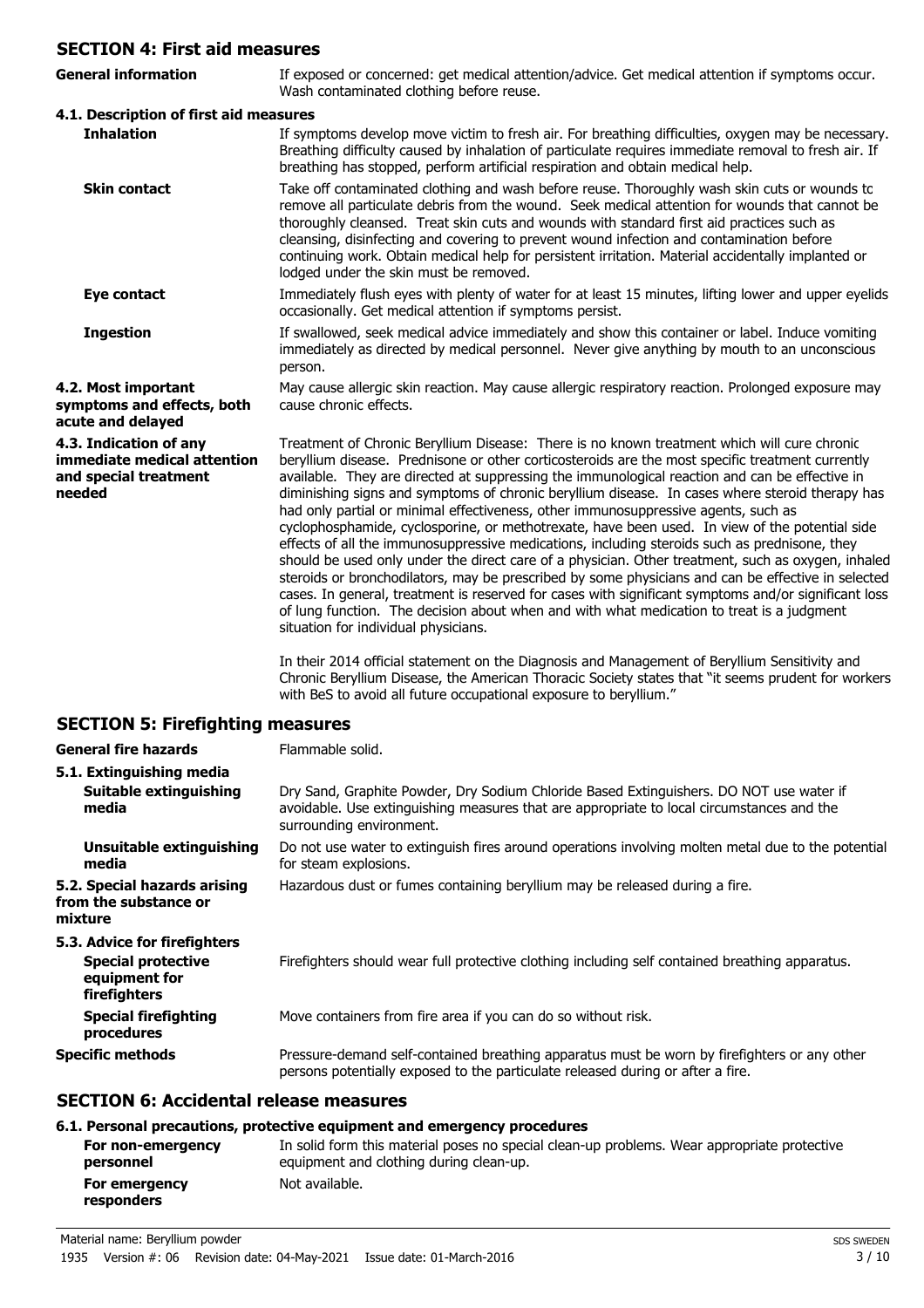## SECTION 4: First aid measures

**General information** If exposed or concerned: get medical attention/advice. Get medical attention if symptoms occur. Wash contaminated clothing before reuse.

### 4.1. Description of first aid measures

**Inhalation** If symptoms develop move victim to fresh air. For breathing difficulties, oxygen may be necessary. Breathing difficulty caused by inhalation of particulate requires immediate removal to fresh air. If breathing has stopped, perform artificial respiration and obtain medical help.

**Skin contact** Take off contaminated clothing and wash before reuse. Thoroughly wash skin cuts or wounds to remove all particulate debris from the wound. Seek medical attention for wounds that cannot be thoroughly cleansed. Treat skin cuts and wounds with standard first aid practices such as cleansing, disinfecting and covering to prevent wound infection and contamination before continuing work. Obtain medical help for persistent irritation. Material accidentally implanted or lodged under the skin must be removed.

**Eye contact** Immediately flush eyes with plenty of water for at least 15 minutes, lifting lower and upper eyelids occasionally. Get medical attention if symptoms persist.

**Ingestion** If swallowed, seek medical advice immediately and show this container or label. Induce vomiting immediately as directed by medical personnel. Never give anything by mouth to an unconscious person.

**4.2. Most important symptoms and effects, both acute and delayed** May cause allergic skin reaction. May cause allergic respiratory reaction. Prolonged exposure may cause chronic effects.

**4.3. Indication of any immediate medical attention and special treatment needed** Treatment of Chronic Beryllium Disease: There is no known treatment which will cure chronic beryllium disease. Prednisone or other corticosteroids are the most specific treatment currently available. They are directed at suppressing the immunological reaction and can be effective in diminishing signs and symptoms of chronic beryllium disease. In cases where steroid therapy has had only partial or minimal effectiveness, other immunosuppressive agents, such as cyclophosphamide, cyclosporine, or methotrexate, have been used. In view of the potential side effects of all the immunosuppressive medications, including steroids such as prednisone, they should be used only under the direct care of a physician. Other treatment, such as oxygen, inhaled steroids or bronchodilators, may be prescribed by some physicians and can be effective in selected cases. In general, treatment is reserved for cases with significant symptoms and/or significant loss of lung function. The decision about when and with what medication to treat is a judgment situation for individual physicians.

In their 2014 official statement on the Diagnosis and Management of Beryllium Sensitivity and Chronic Beryllium Disease, the American Thoracic Society states that "it seems prudent for workers with BeS to avoid all future occupational exposure to beryllium."

## SECTION 5: Firefighting measures

**General fire hazards** Flammable solid.

### 5.1. Extinguishing media

**Suitable extinguishing media** Dry Sand, Graphite Powder, Dry Sodium Chloride Based Extinguishers. DO NOT use water if avoidable. Use extinguishing measures that are appropriate to local circumstances and the surrounding environment.

**Unsuitable extinguishing media** Do not use water to extinguish fires around operations involving molten metal due to the potential for steam explosions.

**5.2. Special hazards arising from the substance or mixture** Hazardous dust or fumes containing beryllium may be released during a fire.

### 5.3. Advice for firefighters

**Special protective equipment for firefighters** Firefighters should wear full protective clothing including self contained breathing apparatus.

**Special firefighting procedures** Move containers from fire area if you can do so without risk.

**Specific methods** Pressure-demand self-contained breathing apparatus must be worn by firefighters or any other persons potentially exposed to the particulate released during or after a fire.

## SECTION 6: Accidental release measures

### 6.1. Personal precautions, protective equipment and emergency procedures

**For non-emergency personnel** In solid form this material poses no special clean-up problems. Wear appropriate protective equipment and clothing during clean-up.

**For emergency responders** Not available.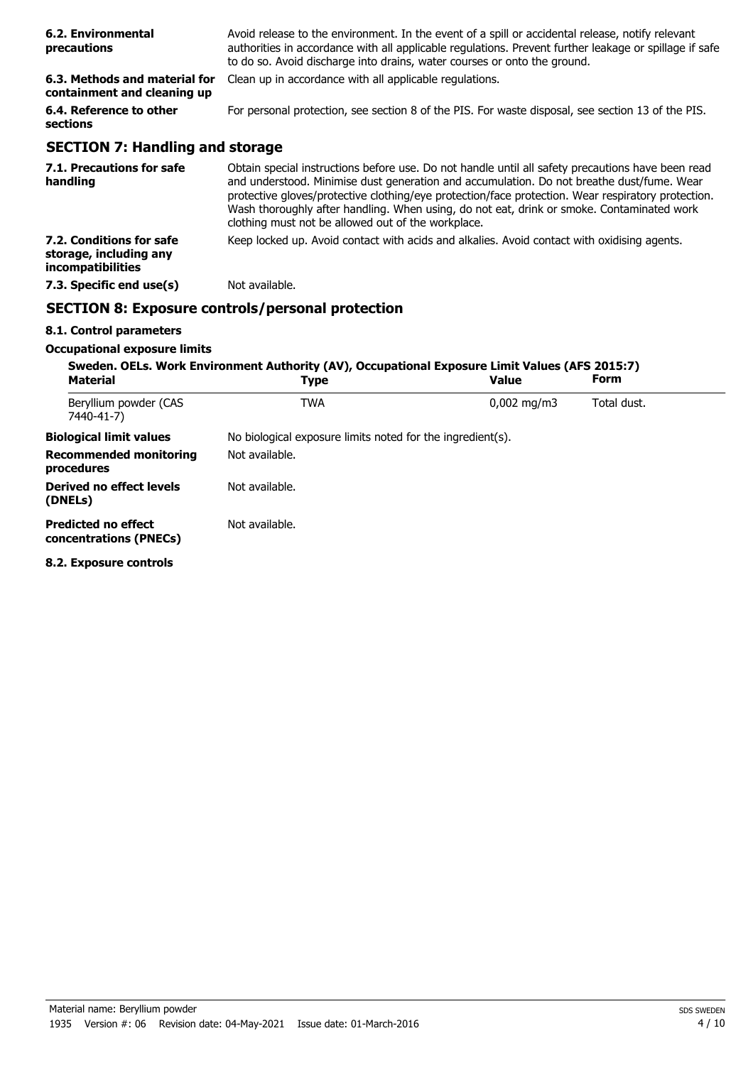**6.2. Environmental precautions** Avoid release to the environment. In the event of a spill or accidental release, notify relevant authorities in accordance with all applicable regulations. Prevent further leakage or spillage if safe to do so. Avoid discharge into drains, water courses or onto the ground.

**6.3. Methods and material for containment and cleaning up** Clean up in accordance with all applicable regulations.

**6.4. Reference to other sections** For personal protection, see section 8 of the PIS. For waste disposal, see section 13 of the PIS.

## SECTION 7: Handling and storage

**7.1. Precautions for safe handling** Obtain special instructions before use. Do not handle until all safety precautions have been read and understood. Minimise dust generation and accumulation. Do not breathe dust/fume. Wear protective gloves/protective clothing/eye protection/face protection. Wear respiratory protection. Wash thoroughly after handling. When using, do not eat, drink or smoke. Contaminated work clothing must not be allowed out of the workplace.

**7.2. Conditions for safe storage, including any incompatibilities** Keep locked up. Avoid contact with acids and alkalies. Avoid contact with oxidising agents.

**7.3. Specific end use(s)** Not available.

## SECTION 8: Exposure controls/personal protection

### 8.1. Control parameters

**Occupational exposure limits**

**Sweden. OELs. Work Environment Authority (AV), Occupational Exposure Limit Values (AFS 2015:7)**

| Material | Type | Value | Form |
|---|---|---|---|
| Beryllium powder (CAS 7440-41-7) | TWA | 0,002 mg/m3 | Total dust. |

**Biological limit values** No biological exposure limits noted for the ingredient(s).

**Recommended monitoring procedures** Not available.

**Derived no effect levels (DNELs)** Not available.

**Predicted no effect concentrations (PNECs)** Not available.

### 8.2. Exposure controls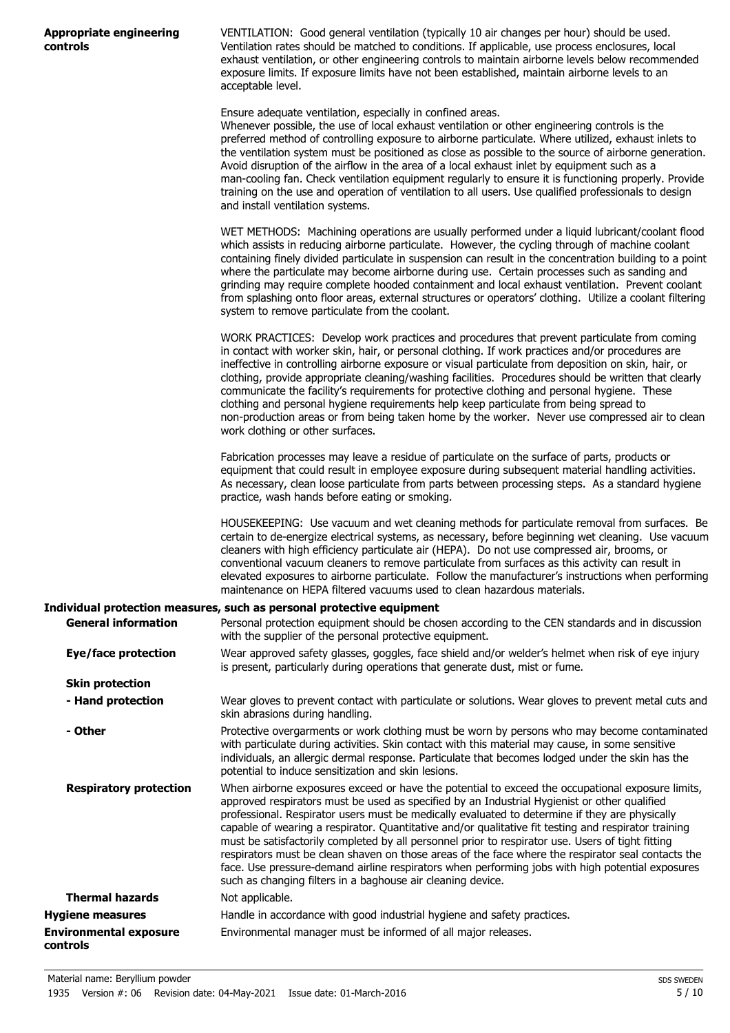**Appropriate engineering controls**

VENTILATION: Good general ventilation (typically 10 air changes per hour) should be used. Ventilation rates should be matched to conditions. If applicable, use process enclosures, local exhaust ventilation, or other engineering controls to maintain airborne levels below recommended exposure limits. If exposure limits have not been established, maintain airborne levels to an acceptable level.

Ensure adequate ventilation, especially in confined areas.
Whenever possible, the use of local exhaust ventilation or other engineering controls is the preferred method of controlling exposure to airborne particulate. Where utilized, exhaust inlets to the ventilation system must be positioned as close as possible to the source of airborne generation. Avoid disruption of the airflow in the area of a local exhaust inlet by equipment such as a man-cooling fan. Check ventilation equipment regularly to ensure it is functioning properly. Provide training on the use and operation of ventilation to all users. Use qualified professionals to design and install ventilation systems.

WET METHODS: Machining operations are usually performed under a liquid lubricant/coolant flood which assists in reducing airborne particulate. However, the cycling through of machine coolant containing finely divided particulate in suspension can result in the concentration building to a point where the particulate may become airborne during use. Certain processes such as sanding and grinding may require complete hooded containment and local exhaust ventilation. Prevent coolant from splashing onto floor areas, external structures or operators' clothing. Utilize a coolant filtering system to remove particulate from the coolant.

WORK PRACTICES: Develop work practices and procedures that prevent particulate from coming in contact with worker skin, hair, or personal clothing. If work practices and/or procedures are ineffective in controlling airborne exposure or visual particulate from deposition on skin, hair, or clothing, provide appropriate cleaning/washing facilities. Procedures should be written that clearly communicate the facility's requirements for protective clothing and personal hygiene. These clothing and personal hygiene requirements help keep particulate from being spread to non-production areas or from being taken home by the worker. Never use compressed air to clean work clothing or other surfaces.

Fabrication processes may leave a residue of particulate on the surface of parts, products or equipment that could result in employee exposure during subsequent material handling activities. As necessary, clean loose particulate from parts between processing steps. As a standard hygiene practice, wash hands before eating or smoking.

HOUSEKEEPING: Use vacuum and wet cleaning methods for particulate removal from surfaces. Be certain to de-energize electrical systems, as necessary, before beginning wet cleaning. Use vacuum cleaners with high efficiency particulate air (HEPA). Do not use compressed air, brooms, or conventional vacuum cleaners to remove particulate from surfaces as this activity can result in elevated exposures to airborne particulate. Follow the manufacturer's instructions when performing maintenance on HEPA filtered vacuums used to clean hazardous materials.

**Individual protection measures, such as personal protective equipment**

**General information**

Personal protection equipment should be chosen according to the CEN standards and in discussion with the supplier of the personal protective equipment.

**Eye/face protection**

Wear approved safety glasses, goggles, face shield and/or welder's helmet when risk of eye injury is present, particularly during operations that generate dust, mist or fume.

**Skin protection**

**- Hand protection**

Wear gloves to prevent contact with particulate or solutions. Wear gloves to prevent metal cuts and skin abrasions during handling.

**- Other**

Protective overgarments or work clothing must be worn by persons who may become contaminated with particulate during activities. Skin contact with this material may cause, in some sensitive individuals, an allergic dermal response. Particulate that becomes lodged under the skin has the potential to induce sensitization and skin lesions.

**Respiratory protection**

When airborne exposures exceed or have the potential to exceed the occupational exposure limits, approved respirators must be used as specified by an Industrial Hygienist or other qualified professional. Respirator users must be medically evaluated to determine if they are physically capable of wearing a respirator. Quantitative and/or qualitative fit testing and respirator training must be satisfactorily completed by all personnel prior to respirator use. Users of tight fitting respirators must be clean shaven on those areas of the face where the respirator seal contacts the face. Use pressure-demand airline respirators when performing jobs with high potential exposures such as changing filters in a baghouse air cleaning device.

**Thermal hazards**

Not applicable.

**Hygiene measures**

Handle in accordance with good industrial hygiene and safety practices.

**Environmental exposure controls**

Environmental manager must be informed of all major releases.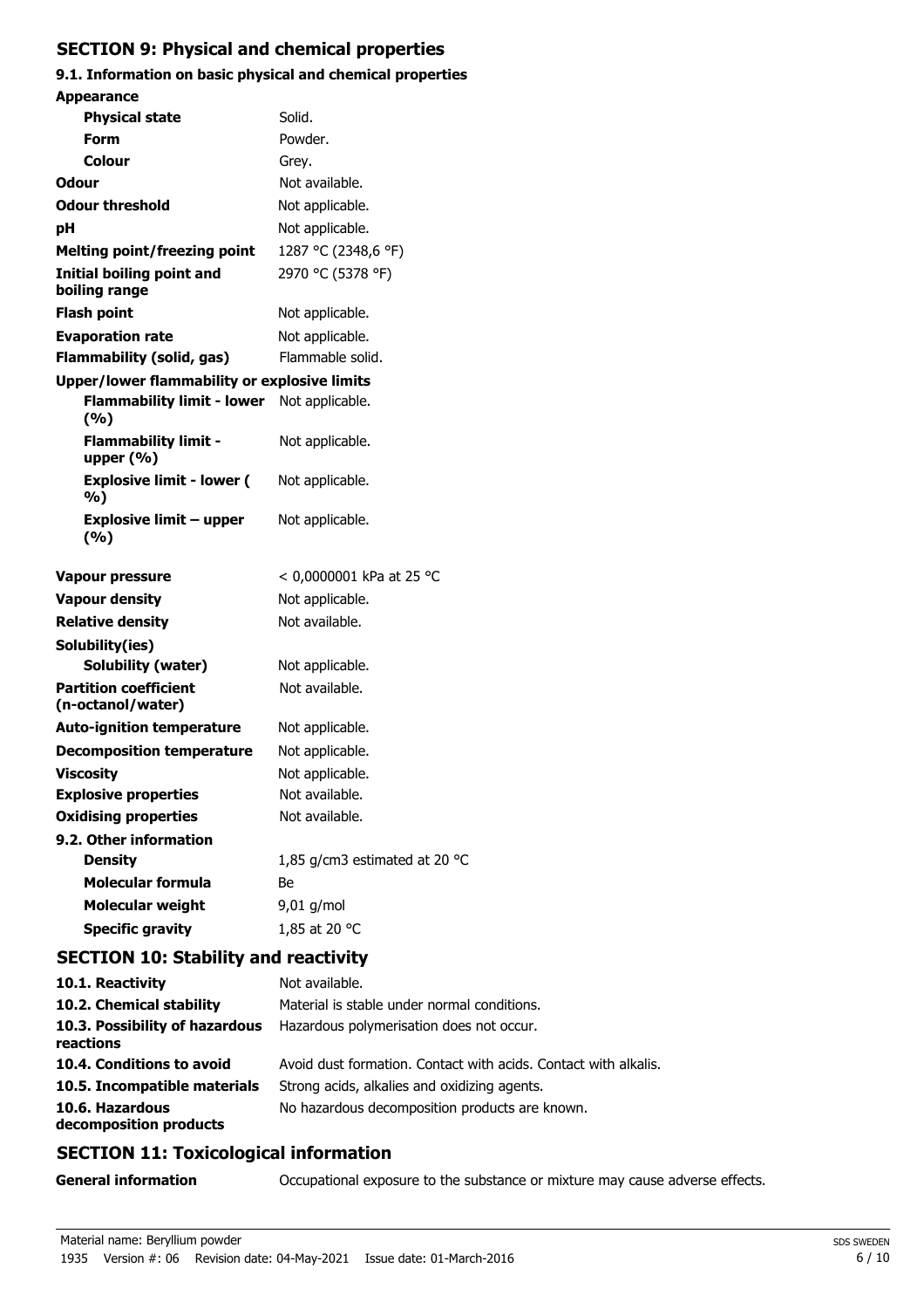## SECTION 9: Physical and chemical properties

### 9.1. Information on basic physical and chemical properties

| Property | Value |
|---|---|
| **Appearance** | |
| **Physical state** | Solid. |
| **Form** | Powder. |
| **Colour** | Grey. |
| **Odour** | Not available. |
| **Odour threshold** | Not applicable. |
| **pH** | Not applicable. |
| **Melting point/freezing point** | 1287 °C (2348,6 °F) |
| **Initial boiling point and boiling range** | 2970 °C (5378 °F) |
| **Flash point** | Not applicable. |
| **Evaporation rate** | Not applicable. |
| **Flammability (solid, gas)** | Flammable solid. |
| **Upper/lower flammability or explosive limits** | |
| **Flammability limit - lower (%)** | Not applicable. |
| **Flammability limit - upper (%)** | Not applicable. |
| **Explosive limit - lower (%)** | Not applicable. |
| **Explosive limit – upper (%)** | Not applicable. |
| **Vapour pressure** | < 0,0000001 kPa at 25 °C |
| **Vapour density** | Not applicable. |
| **Relative density** | Not available. |
| **Solubility(ies)** | |
| **Solubility (water)** | Not applicable. |
| **Partition coefficient (n-octanol/water)** | Not available. |
| **Auto-ignition temperature** | Not applicable. |
| **Decomposition temperature** | Not applicable. |
| **Viscosity** | Not applicable. |
| **Explosive properties** | Not available. |
| **Oxidising properties** | Not available. |

### 9.2. Other information

| Property | Value |
|---|---|
| **Density** | 1,85 g/cm3 estimated at 20 °C |
| **Molecular formula** | Be |
| **Molecular weight** | 9,01 g/mol |
| **Specific gravity** | 1,85 at 20 °C |

## SECTION 10: Stability and reactivity

| | |
|---|---|
| **10.1. Reactivity** | Not available. |
| **10.2. Chemical stability** | Material is stable under normal conditions. |
| **10.3. Possibility of hazardous reactions** | Hazardous polymerisation does not occur. |
| **10.4. Conditions to avoid** | Avoid dust formation. Contact with acids. Contact with alkalis. |
| **10.5. Incompatible materials** | Strong acids, alkalies and oxidizing agents. |
| **10.6. Hazardous decomposition products** | No hazardous decomposition products are known. |

## SECTION 11: Toxicological information

**General information** Occupational exposure to the substance or mixture may cause adverse effects.

Material name: Beryllium powder

1935 Version #: 06 Revision date: 04-May-2021 Issue date: 01-March-2016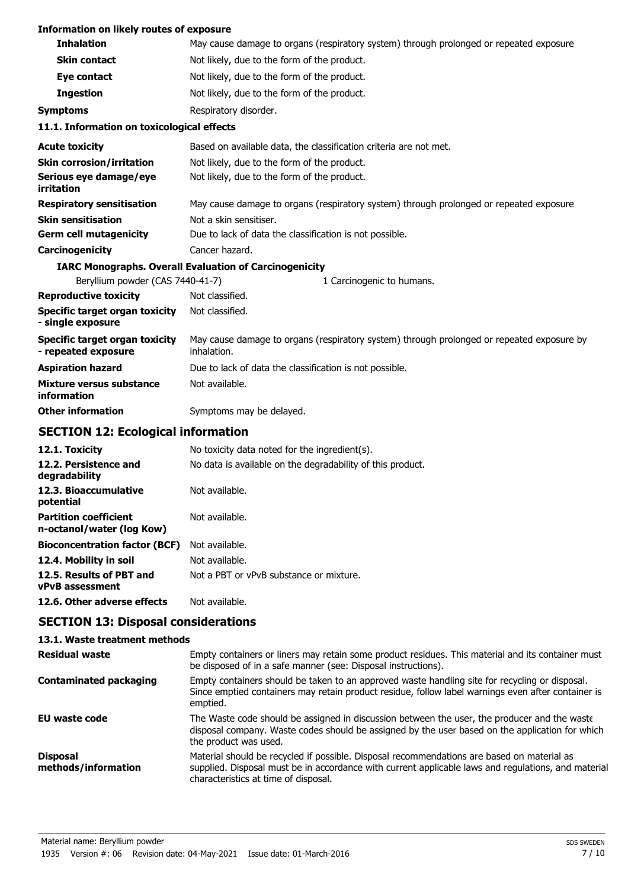**Information on likely routes of exposure**

| | |
|---|---|
| **Inhalation** | May cause damage to organs (respiratory system) through prolonged or repeated exposure |
| **Skin contact** | Not likely, due to the form of the product. |
| **Eye contact** | Not likely, due to the form of the product. |
| **Ingestion** | Not likely, due to the form of the product. |
| **Symptoms** | Respiratory disorder. |

**11.1. Information on toxicological effects**

| | |
|---|---|
| **Acute toxicity** | Based on available data, the classification criteria are not met. |
| **Skin corrosion/irritation** | Not likely, due to the form of the product. |
| **Serious eye damage/eye irritation** | Not likely, due to the form of the product. |
| **Respiratory sensitisation** | May cause damage to organs (respiratory system) through prolonged or repeated exposure |
| **Skin sensitisation** | Not a skin sensitiser. |
| **Germ cell mutagenicity** | Due to lack of data the classification is not possible. |
| **Carcinogenicity** | Cancer hazard. |

**IARC Monographs. Overall Evaluation of Carcinogenicity**

| | |
|---|---|
| Beryllium powder (CAS 7440-41-7) | 1 Carcinogenic to humans. |

| | |
|---|---|
| **Reproductive toxicity** | Not classified. |
| **Specific target organ toxicity - single exposure** | Not classified. |
| **Specific target organ toxicity - repeated exposure** | May cause damage to organs (respiratory system) through prolonged or repeated exposure by inhalation. |
| **Aspiration hazard** | Due to lack of data the classification is not possible. |
| **Mixture versus substance information** | Not available. |
| **Other information** | Symptoms may be delayed. |

## SECTION 12: Ecological information

| | |
|---|---|
| **12.1. Toxicity** | No toxicity data noted for the ingredient(s). |
| **12.2. Persistence and degradability** | No data is available on the degradability of this product. |
| **12.3. Bioaccumulative potential** | Not available. |
| **Partition coefficient n-octanol/water (log Kow)** | Not available. |
| **Bioconcentration factor (BCF)** | Not available. |
| **12.4. Mobility in soil** | Not available. |
| **12.5. Results of PBT and vPvB assessment** | Not a PBT or vPvB substance or mixture. |
| **12.6. Other adverse effects** | Not available. |

## SECTION 13: Disposal considerations

**13.1. Waste treatment methods**

| | |
|---|---|
| **Residual waste** | Empty containers or liners may retain some product residues. This material and its container must be disposed of in a safe manner (see: Disposal instructions). |
| **Contaminated packaging** | Empty containers should be taken to an approved waste handling site for recycling or disposal. Since emptied containers may retain product residue, follow label warnings even after container is emptied. |
| **EU waste code** | The Waste code should be assigned in discussion between the user, the producer and the waste disposal company. Waste codes should be assigned by the user based on the application for which the product was used. |
| **Disposal methods/information** | Material should be recycled if possible. Disposal recommendations are based on material as supplied. Disposal must be in accordance with current applicable laws and regulations, and material characteristics at time of disposal. |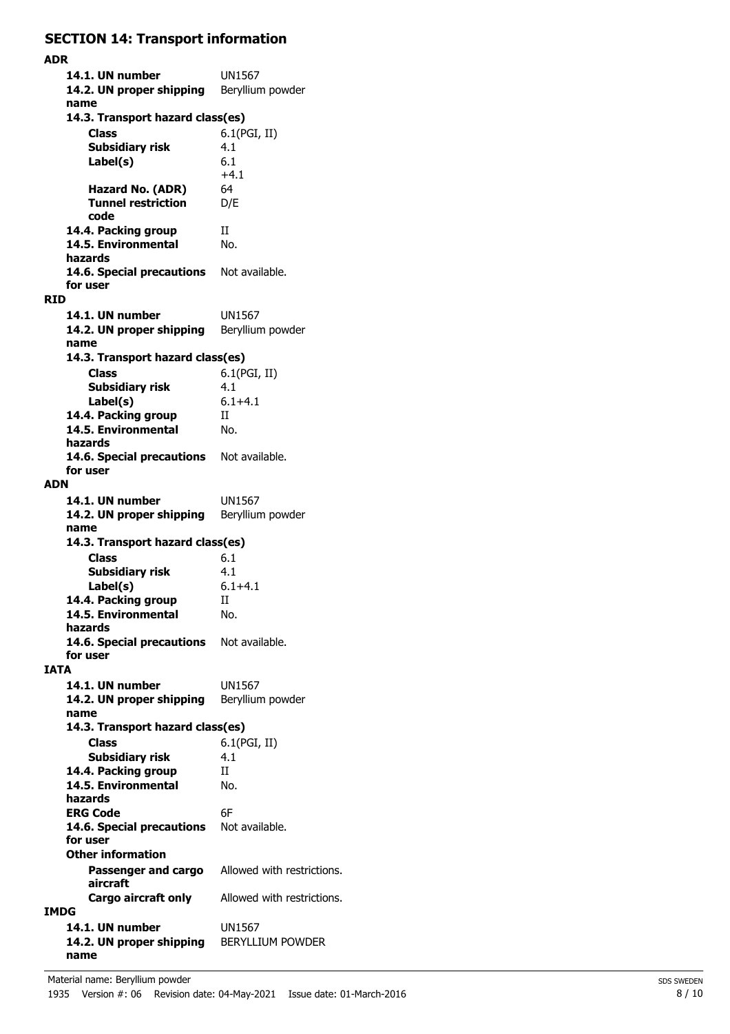## SECTION 14: Transport information

### ADR

| | |
|---|---|
| **14.1. UN number** | UN1567 |
| **14.2. UN proper shipping name** | Beryllium powder |
| **14.3. Transport hazard class(es)** | |
| **Class** | 6.1(PGI, II) |
| **Subsidiary risk** | 4.1 |
| **Label(s)** | 6.1 +4.1 |
| **Hazard No. (ADR)** | 64 |
| **Tunnel restriction code** | D/E |
| **14.4. Packing group** | II |
| **14.5. Environmental hazards** | No. |
| **14.6. Special precautions for user** | Not available. |

### RID

| | |
|---|---|
| **14.1. UN number** | UN1567 |
| **14.2. UN proper shipping name** | Beryllium powder |
| **14.3. Transport hazard class(es)** | |
| **Class** | 6.1(PGI, II) |
| **Subsidiary risk** | 4.1 |
| **Label(s)** | 6.1+4.1 |
| **14.4. Packing group** | II |
| **14.5. Environmental hazards** | No. |
| **14.6. Special precautions for user** | Not available. |

### ADN

| | |
|---|---|
| **14.1. UN number** | UN1567 |
| **14.2. UN proper shipping name** | Beryllium powder |
| **14.3. Transport hazard class(es)** | |
| **Class** | 6.1 |
| **Subsidiary risk** | 4.1 |
| **Label(s)** | 6.1+4.1 |
| **14.4. Packing group** | II |
| **14.5. Environmental hazards** | No. |
| **14.6. Special precautions for user** | Not available. |

### IATA

| | |
|---|---|
| **14.1. UN number** | UN1567 |
| **14.2. UN proper shipping name** | Beryllium powder |
| **14.3. Transport hazard class(es)** | |
| **Class** | 6.1(PGI, II) |
| **Subsidiary risk** | 4.1 |
| **14.4. Packing group** | II |
| **14.5. Environmental hazards** | No. |
| **ERG Code** | 6F |
| **14.6. Special precautions for user** | Not available. |
| **Other information** | |
| **Passenger and cargo aircraft** | Allowed with restrictions. |
| **Cargo aircraft only** | Allowed with restrictions. |

### IMDG

| | |
|---|---|
| **14.1. UN number** | UN1567 |
| **14.2. UN proper shipping name** | BERYLLIUM POWDER |

Material name: Beryllium powder
1935 Version #: 06 Revision date: 04-May-2021 Issue date: 01-March-2016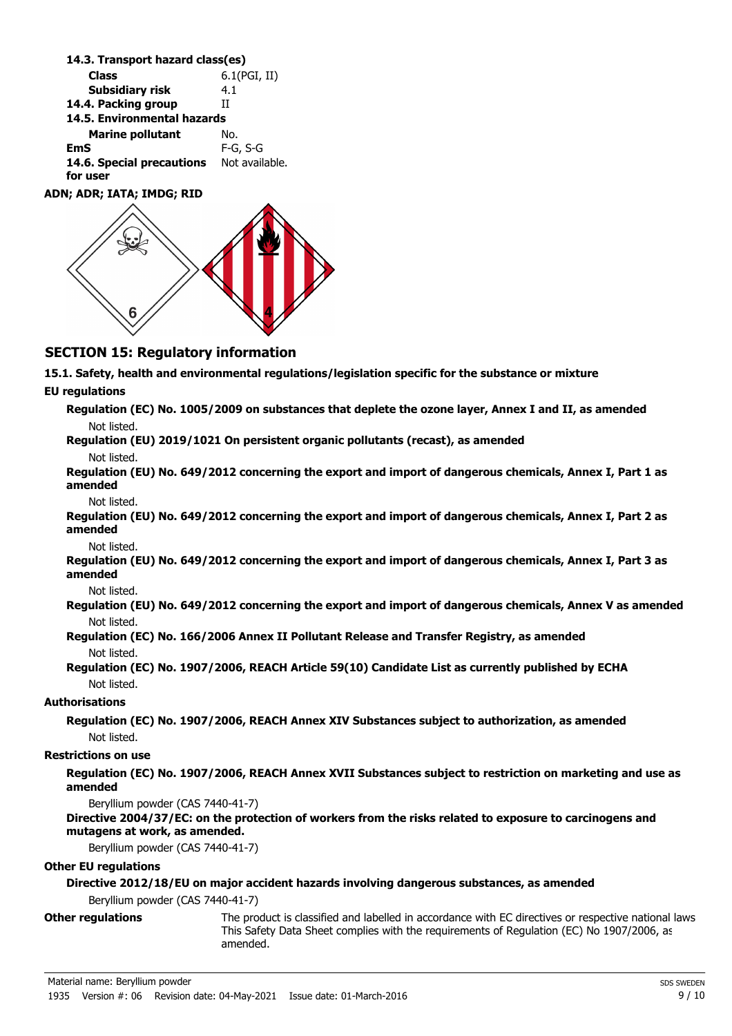**14.3. Transport hazard class(es)**

| | |
|---|---|
| **Class** | 6.1(PGI, II) |
| **Subsidiary risk** | 4.1 |
| **14.4. Packing group** | II |
| **14.5. Environmental hazards** | |
| **Marine pollutant** | No. |
| **EmS** | F-G, S-G |
| **14.6. Special precautions for user** | Not available. |

**ADN; ADR; IATA; IMDG; RID**

## SECTION 15: Regulatory information

**15.1. Safety, health and environmental regulations/legislation specific for the substance or mixture**

**EU regulations**

**Regulation (EC) No. 1005/2009 on substances that deplete the ozone layer, Annex I and II, as amended**

Not listed.

**Regulation (EU) 2019/1021 On persistent organic pollutants (recast), as amended**

Not listed.

**Regulation (EU) No. 649/2012 concerning the export and import of dangerous chemicals, Annex I, Part 1 as amended**

Not listed.

**Regulation (EU) No. 649/2012 concerning the export and import of dangerous chemicals, Annex I, Part 2 as amended**

Not listed.

**Regulation (EU) No. 649/2012 concerning the export and import of dangerous chemicals, Annex I, Part 3 as amended**

Not listed.

**Regulation (EU) No. 649/2012 concerning the export and import of dangerous chemicals, Annex V as amended**

Not listed.

**Regulation (EC) No. 166/2006 Annex II Pollutant Release and Transfer Registry, as amended**

Not listed.

**Regulation (EC) No. 1907/2006, REACH Article 59(10) Candidate List as currently published by ECHA**

Not listed.

**Authorisations**

**Regulation (EC) No. 1907/2006, REACH Annex XIV Substances subject to authorization, as amended**

Not listed.

**Restrictions on use**

**Regulation (EC) No. 1907/2006, REACH Annex XVII Substances subject to restriction on marketing and use as amended**

Beryllium powder (CAS 7440-41-7)

**Directive 2004/37/EC: on the protection of workers from the risks related to exposure to carcinogens and mutagens at work, as amended.**

Beryllium powder (CAS 7440-41-7)

**Other EU regulations**

**Directive 2012/18/EU on major accident hazards involving dangerous substances, as amended**

Beryllium powder (CAS 7440-41-7)

**Other regulations** The product is classified and labelled in accordance with EC directives or respective national laws This Safety Data Sheet complies with the requirements of Regulation (EC) No 1907/2006, as amended.

Material name: Beryllium powder

1935 Version #: 06 Revision date: 04-May-2021 Issue date: 01-March-2016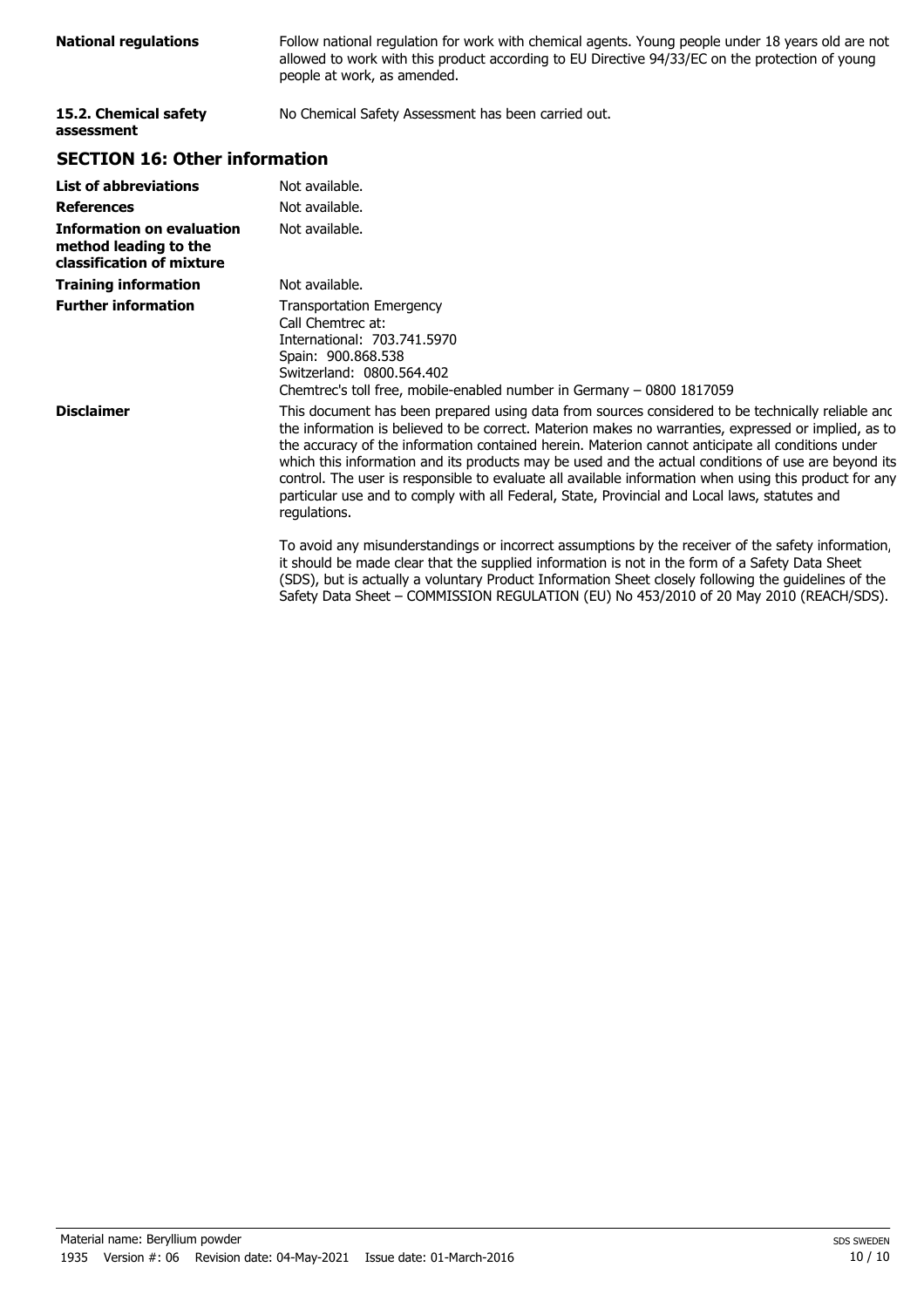**National regulations** Follow national regulation for work with chemical agents. Young people under 18 years old are not allowed to work with this product according to EU Directive 94/33/EC on the protection of young people at work, as amended.

**15.2. Chemical safety assessment** No Chemical Safety Assessment has been carried out.

## SECTION 16: Other information

**List of abbreviations** Not available.

**References** Not available.

**Information on evaluation method leading to the classification of mixture** Not available.

**Training information** Not available.

**Further information**

Transportation Emergency
Call Chemtrec at:
International: 703.741.5970
Spain: 900.868.538
Switzerland: 0800.564.402
Chemtrec's toll free, mobile-enabled number in Germany – 0800 1817059

**Disclaimer**

This document has been prepared using data from sources considered to be technically reliable and the information is believed to be correct. Materion makes no warranties, expressed or implied, as to the accuracy of the information contained herein. Materion cannot anticipate all conditions under which this information and its products may be used and the actual conditions of use are beyond its control. The user is responsible to evaluate all available information when using this product for any particular use and to comply with all Federal, State, Provincial and Local laws, statutes and regulations.

To avoid any misunderstandings or incorrect assumptions by the receiver of the safety information, it should be made clear that the supplied information is not in the form of a Safety Data Sheet (SDS), but is actually a voluntary Product Information Sheet closely following the guidelines of the Safety Data Sheet – COMMISSION REGULATION (EU) No 453/2010 of 20 May 2010 (REACH/SDS).